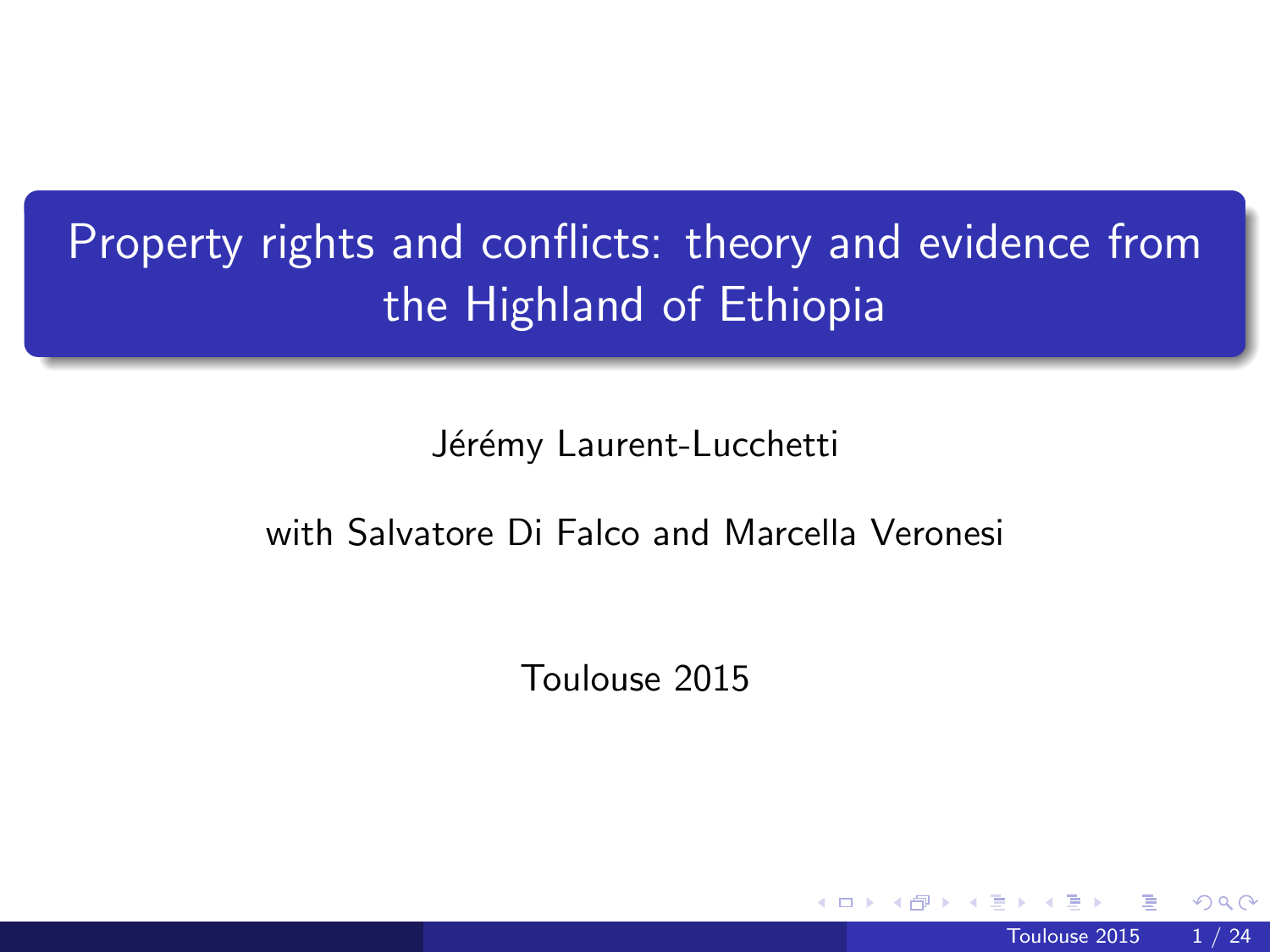# Property rights and conflicts: theory and evidence from the Highland of Ethiopia

Jérémy Laurent-Lucchetti

with Salvatore Di Falco and Marcella Veronesi

Toulouse 2015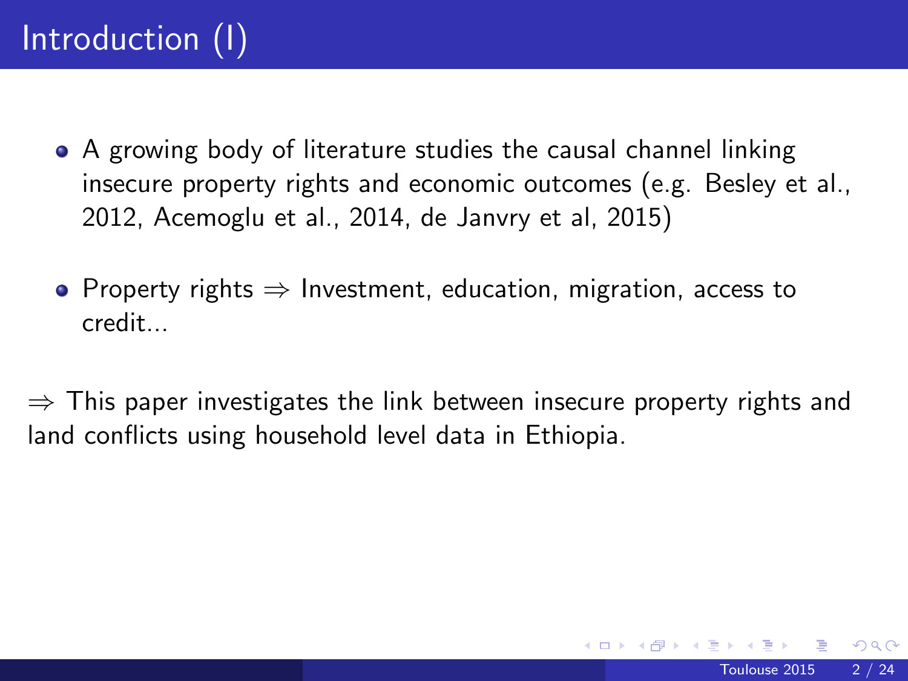# Introduction (I)

- A growing body of literature studies the causal channel linking insecure property rights and economic outcomes (e.g. Besley et al., 2012, Acemoglu et al., 2014, de Janvry et al, 2015)

- Property rights $\Rightarrow$ Investment, education, migration, access to credit...

$\Rightarrow$ This paper investigates the link between insecure property rights and land conflicts using household level data in Ethiopia.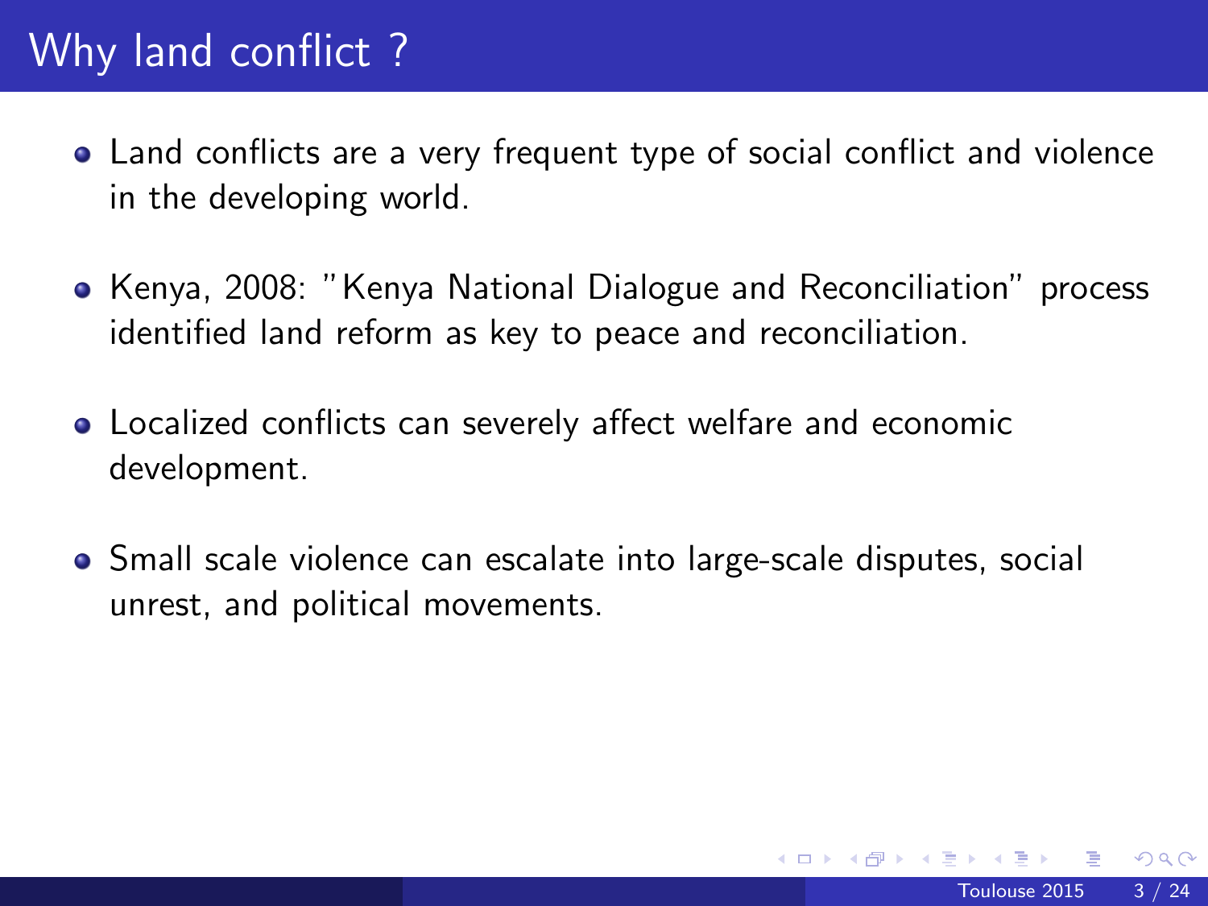# Why land conflict ?

- Land conflicts are a very frequent type of social conflict and violence in the developing world.
- Kenya, 2008: "Kenya National Dialogue and Reconciliation" process identified land reform as key to peace and reconciliation.
- Localized conflicts can severely affect welfare and economic development.
- Small scale violence can escalate into large-scale disputes, social unrest, and political movements.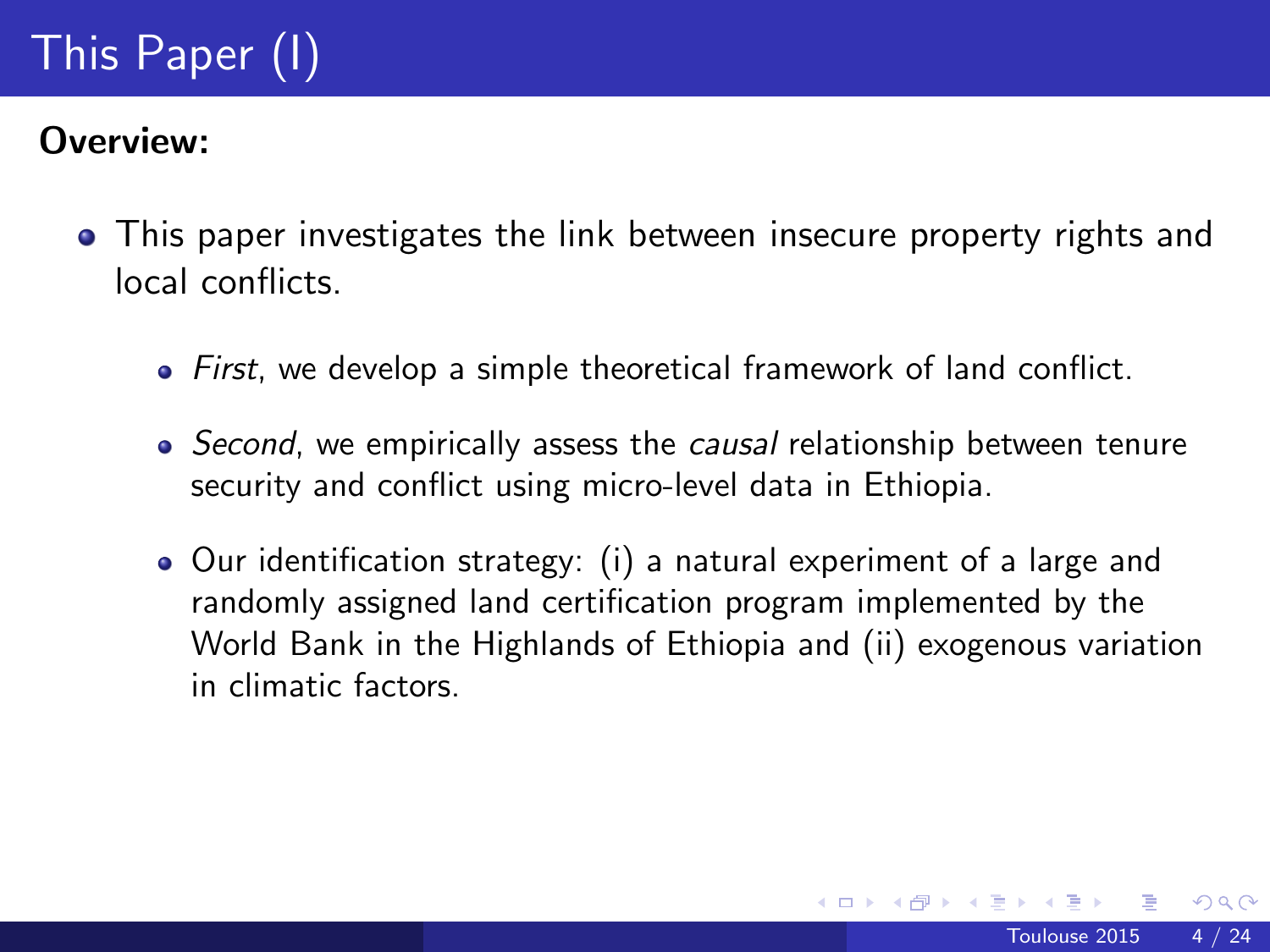# This Paper (I)

**Overview:**

- This paper investigates the link between insecure property rights and local conflicts.
  - *First*, we develop a simple theoretical framework of land conflict.
  - *Second*, we empirically assess the *causal* relationship between tenure security and conflict using micro-level data in Ethiopia.
  - Our identification strategy: (i) a natural experiment of a large and randomly assigned land certification program implemented by the World Bank in the Highlands of Ethiopia and (ii) exogenous variation in climatic factors.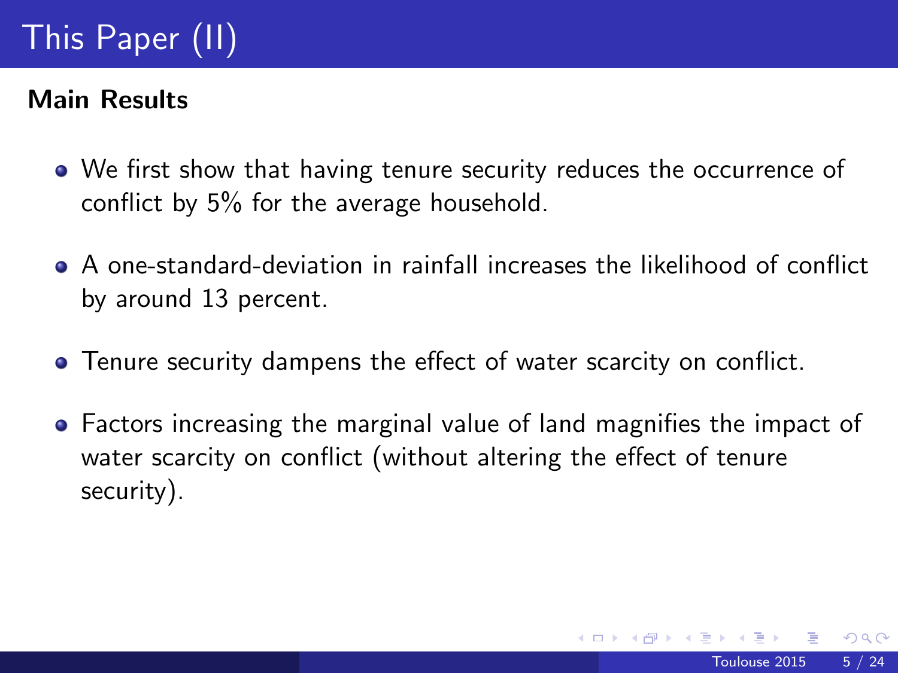# This Paper (II)

**Main Results**

- We first show that having tenure security reduces the occurrence of conflict by 5% for the average household.
- A one-standard-deviation in rainfall increases the likelihood of conflict by around 13 percent.
- Tenure security dampens the effect of water scarcity on conflict.
- Factors increasing the marginal value of land magnifies the impact of water scarcity on conflict (without altering the effect of tenure security).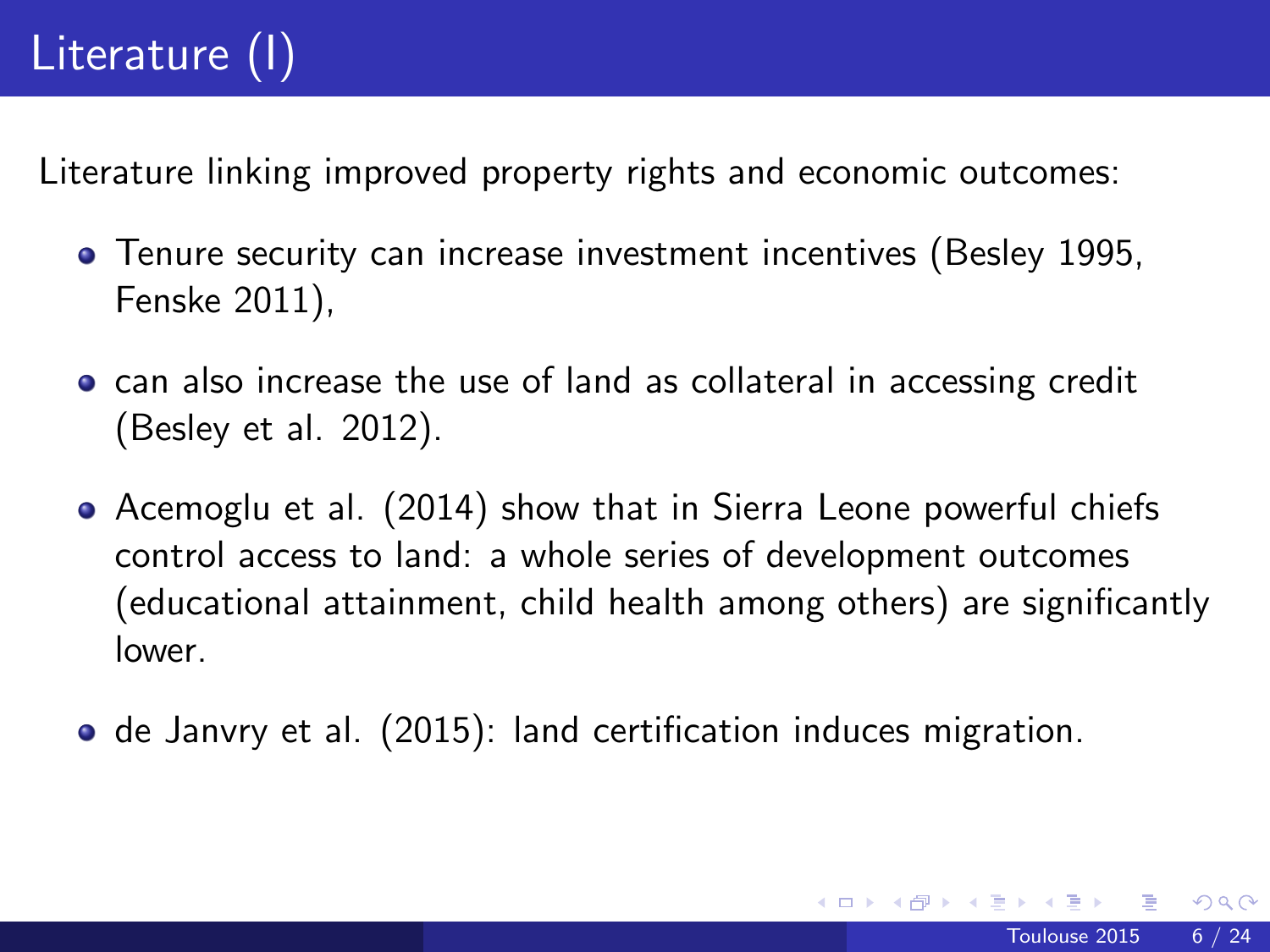# Literature (I)

Literature linking improved property rights and economic outcomes:

- Tenure security can increase investment incentives (Besley 1995, Fenske 2011),
- can also increase the use of land as collateral in accessing credit (Besley et al. 2012).
- Acemoglu et al. (2014) show that in Sierra Leone powerful chiefs control access to land: a whole series of development outcomes (educational attainment, child health among others) are significantly lower.
- de Janvry et al. (2015): land certification induces migration.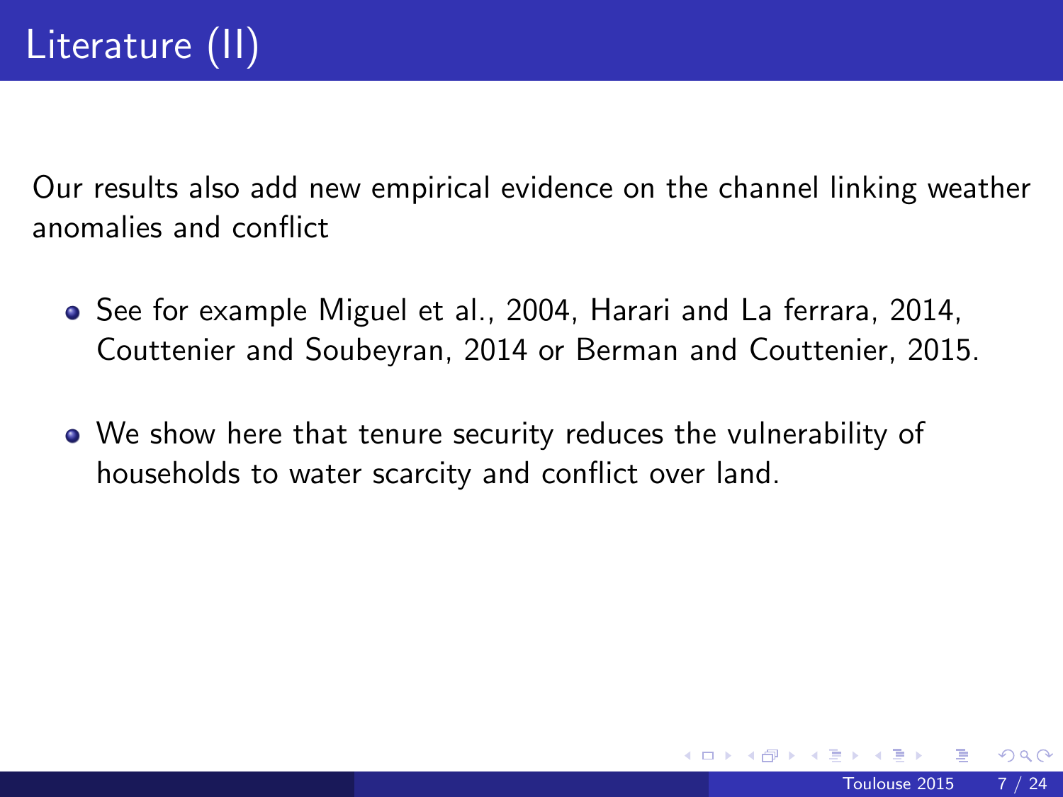# Literature (II)

Our results also add new empirical evidence on the channel linking weather anomalies and conflict

- See for example Miguel et al., 2004, Harari and La ferrara, 2014, Couttenier and Soubeyran, 2014 or Berman and Couttenier, 2015.
- We show here that tenure security reduces the vulnerability of households to water scarcity and conflict over land.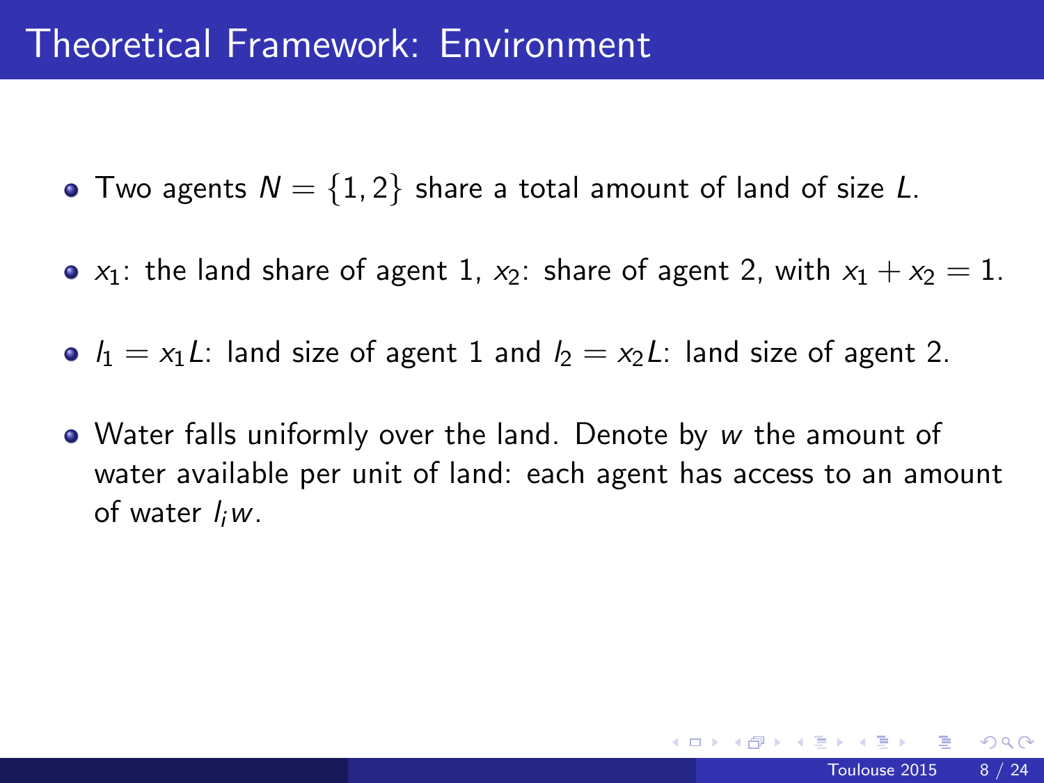# Theoretical Framework: Environment

- Two agents $N = \{1, 2\}$ share a total amount of land of size $L$.
- $x_1$: the land share of agent 1, $x_2$: share of agent 2, with $x_1 + x_2 = 1$.
- $l_1 = x_1 L$: land size of agent 1 and $l_2 = x_2 L$: land size of agent 2.
- Water falls uniformly over the land. Denote by $w$ the amount of water available per unit of land: each agent has access to an amount of water $l_i w$.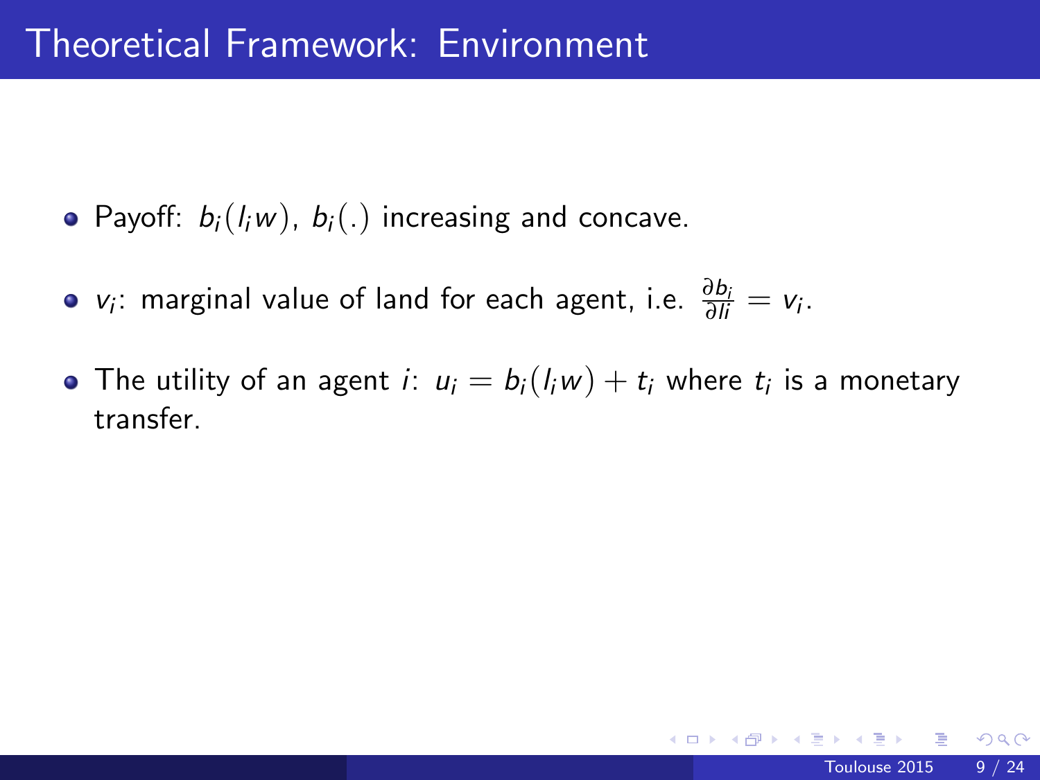# Theoretical Framework: Environment

- Payoff: $b_i(l_i w)$, $b_i(.)$ increasing and concave.
- $v_i$: marginal value of land for each agent, i.e. $\frac{\partial b_i}{\partial li} = v_i$.
- The utility of an agent $i$: $u_i = b_i(l_i w) + t_i$ where $t_i$ is a monetary transfer.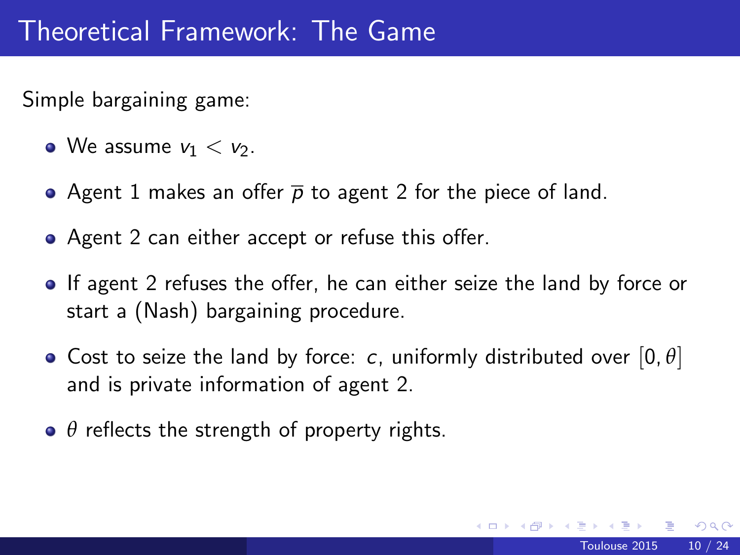# Theoretical Framework: The Game

Simple bargaining game:

- We assume $v_1 < v_2$.
- Agent 1 makes an offer $\overline{p}$ to agent 2 for the piece of land.
- Agent 2 can either accept or refuse this offer.
- If agent 2 refuses the offer, he can either seize the land by force or start a (Nash) bargaining procedure.
- Cost to seize the land by force: $c$, uniformly distributed over $[0, \theta]$ and is private information of agent 2.
- $\theta$ reflects the strength of property rights.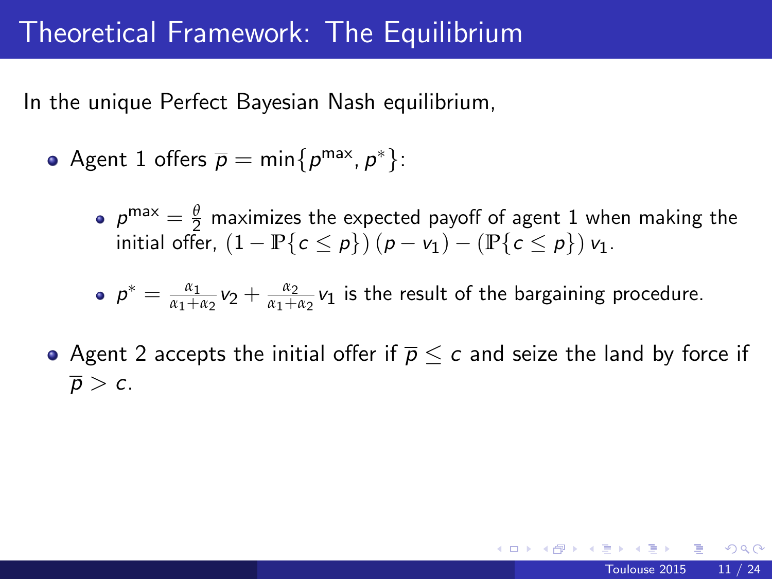# Theoretical Framework: The Equilibrium

In the unique Perfect Bayesian Nash equilibrium,

- Agent 1 offers $\overline{p} = \min\{p^{\max}, p^*\}$:
  - $p^{\max} = \frac{\theta}{2}$ maximizes the expected payoff of agent 1 when making the initial offer, $(1 - \mathbb{P}\{c \leq p\})(p - v_1) - (\mathbb{P}\{c \leq p\})\, v_1$.
  - $p^* = \frac{\alpha_1}{\alpha_1 + \alpha_2} v_2 + \frac{\alpha_2}{\alpha_1 + \alpha_2} v_1$ is the result of the bargaining procedure.
- Agent 2 accepts the initial offer if $\overline{p} \leq c$ and seize the land by force if $\overline{p} > c$.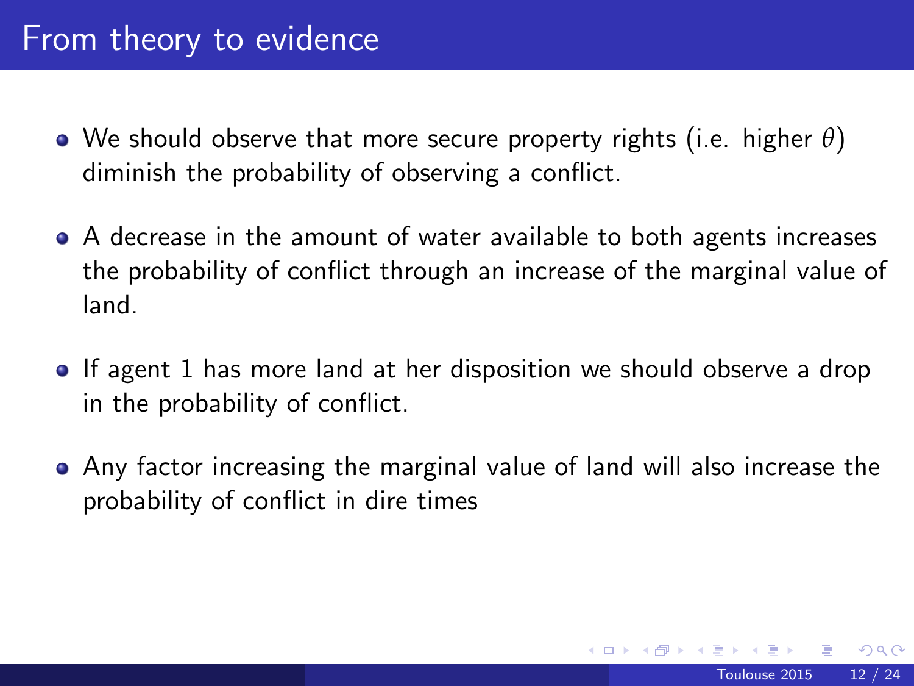# From theory to evidence

- We should observe that more secure property rights (i.e. higher $\theta$) diminish the probability of observing a conflict.
- A decrease in the amount of water available to both agents increases the probability of conflict through an increase of the marginal value of land.
- If agent 1 has more land at her disposition we should observe a drop in the probability of conflict.
- Any factor increasing the marginal value of land will also increase the probability of conflict in dire times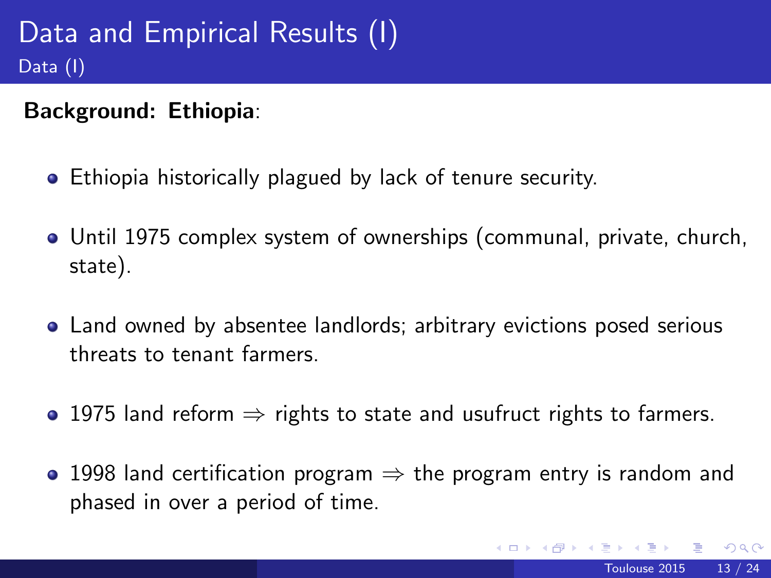# Data and Empirical Results (I)

## Data (I)

**Background: Ethiopia**:

- Ethiopia historically plagued by lack of tenure security.
- Until 1975 complex system of ownerships (communal, private, church, state).
- Land owned by absentee landlords; arbitrary evictions posed serious threats to tenant farmers.
- 1975 land reform $\Rightarrow$ rights to state and usufruct rights to farmers.
- 1998 land certification program $\Rightarrow$ the program entry is random and phased in over a period of time.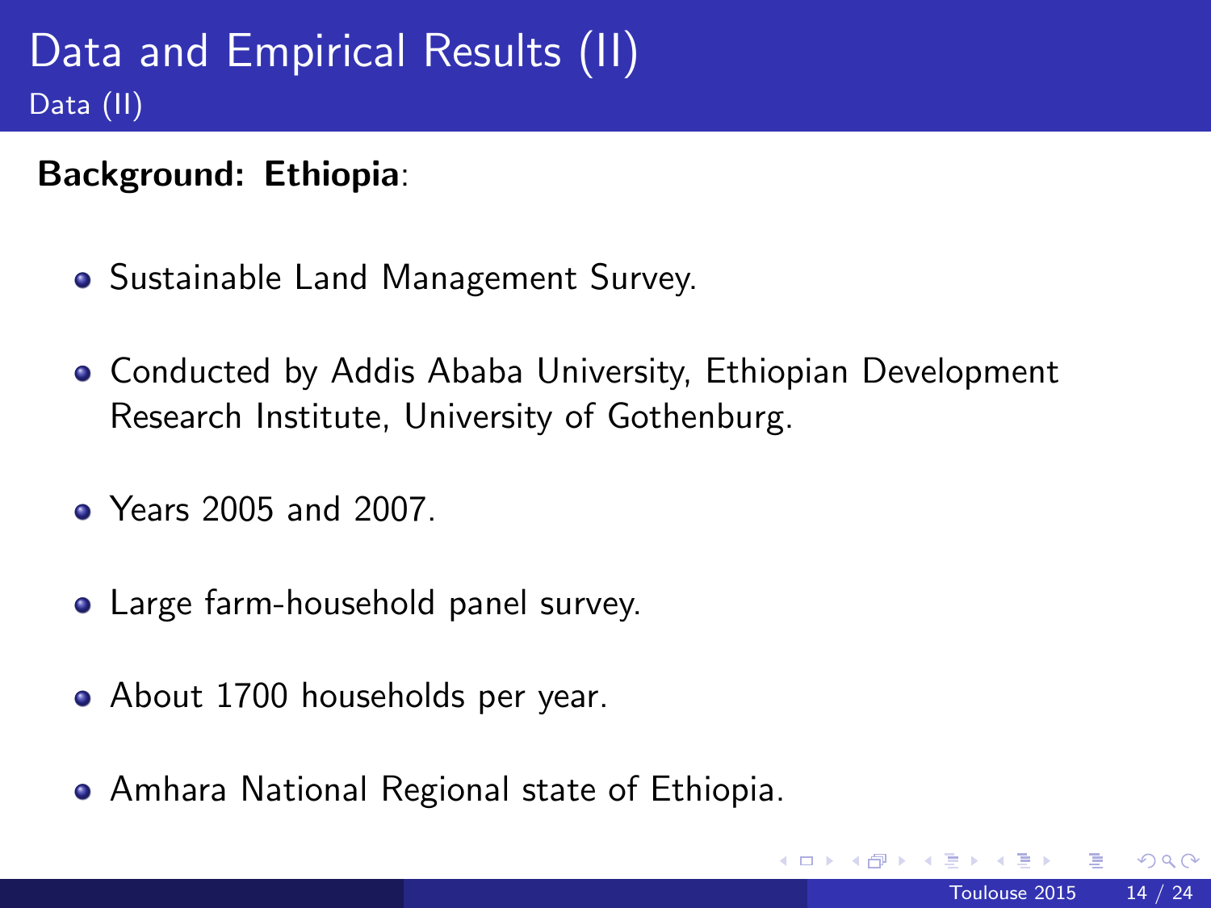# Data and Empirical Results (II)

## Data (II)

**Background: Ethiopia**:

- Sustainable Land Management Survey.
- Conducted by Addis Ababa University, Ethiopian Development Research Institute, University of Gothenburg.
- Years 2005 and 2007.
- Large farm-household panel survey.
- About 1700 households per year.
- Amhara National Regional state of Ethiopia.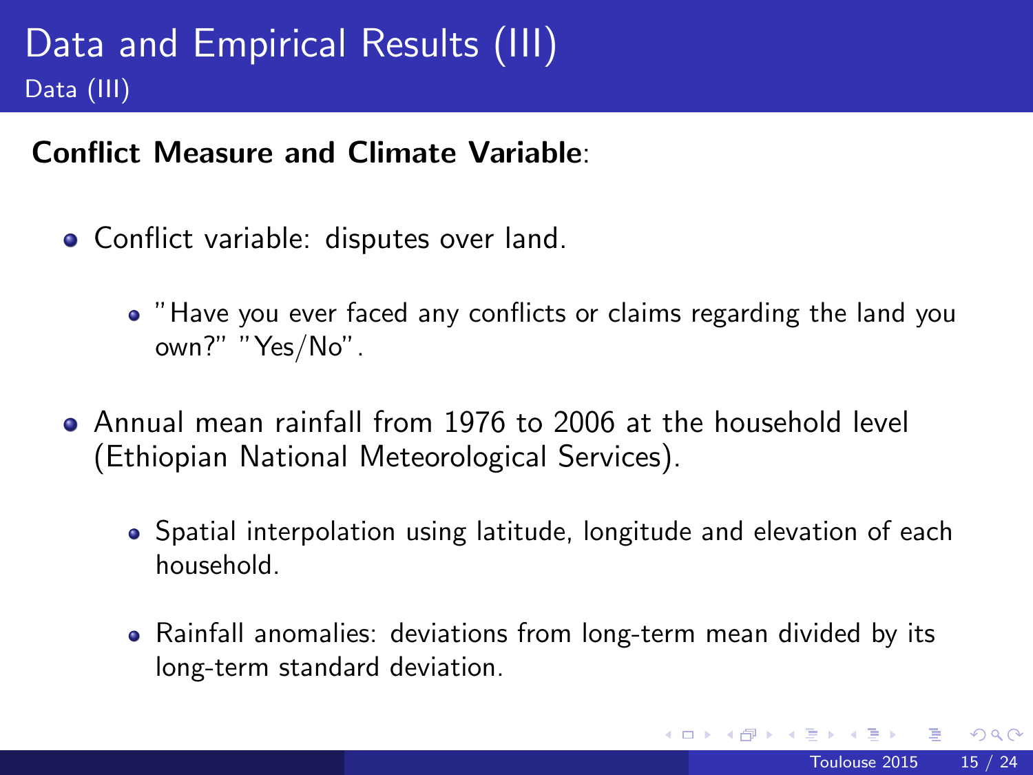# Data and Empirical Results (III)

## Data (III)

**Conflict Measure and Climate Variable**:

- Conflict variable: disputes over land.
  - "Have you ever faced any conflicts or claims regarding the land you own?" "Yes/No".
- Annual mean rainfall from 1976 to 2006 at the household level (Ethiopian National Meteorological Services).
  - Spatial interpolation using latitude, longitude and elevation of each household.
  - Rainfall anomalies: deviations from long-term mean divided by its long-term standard deviation.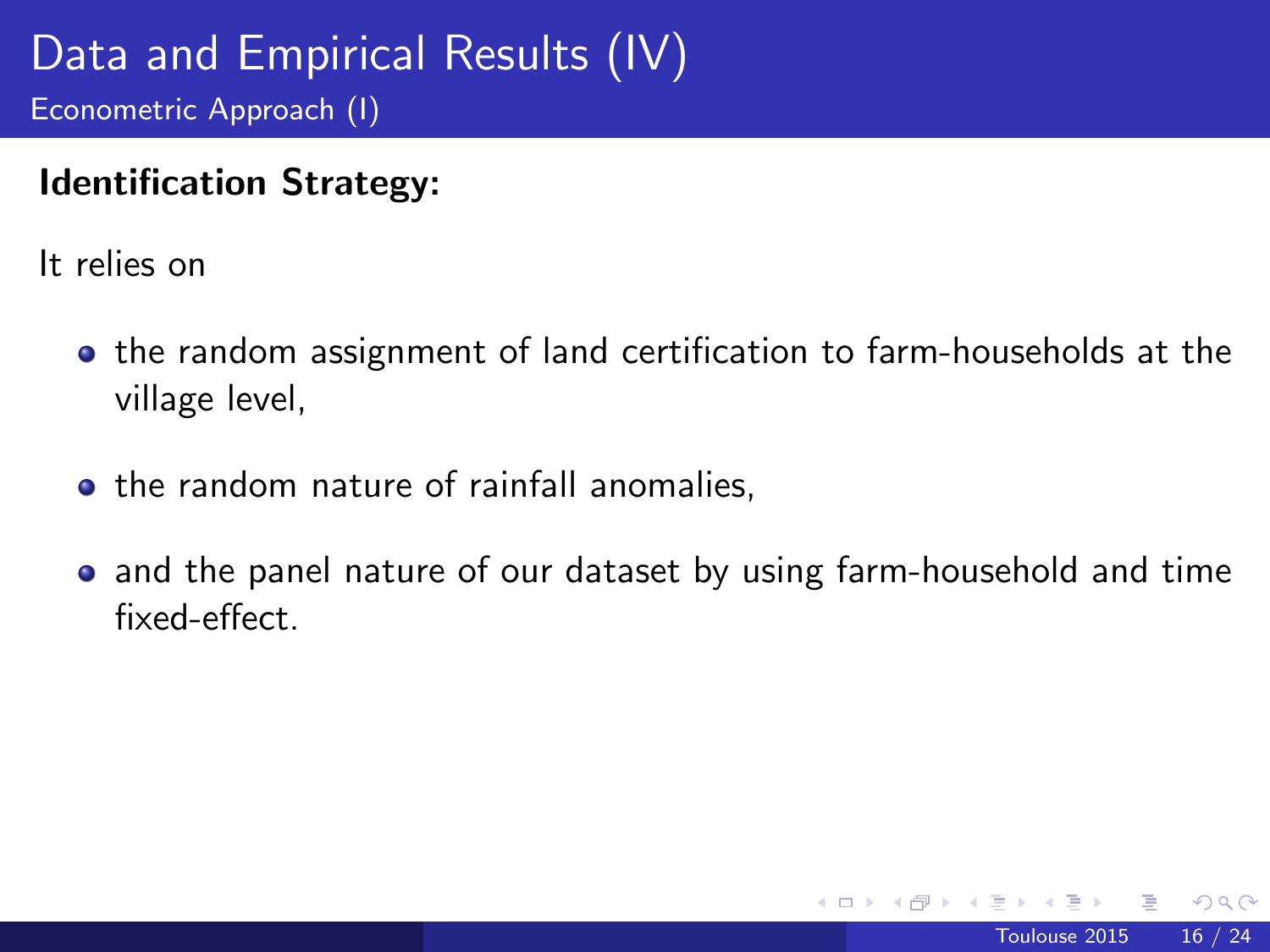# Data and Empirical Results (IV)

## Econometric Approach (I)

**Identification Strategy:**

It relies on

- the random assignment of land certification to farm-households at the village level,
- the random nature of rainfall anomalies,
- and the panel nature of our dataset by using farm-household and time fixed-effect.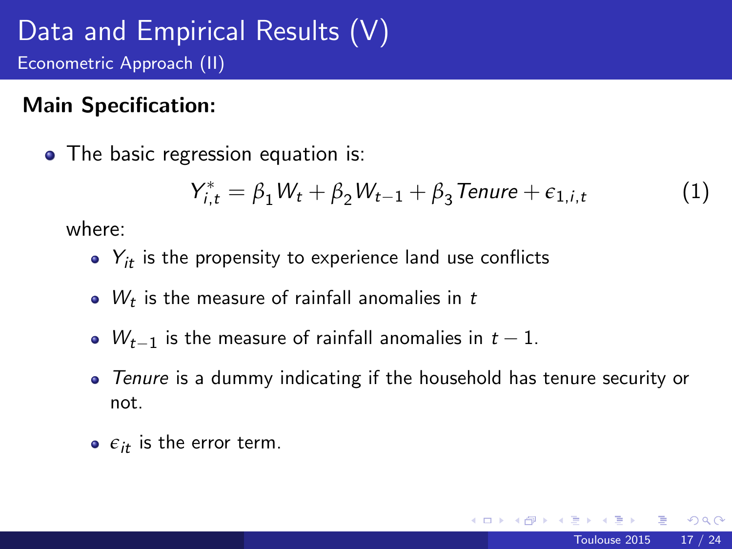# Data and Empirical Results (V)

## Econometric Approach (II)

**Main Specification:**

- The basic regression equation is:

$$Y^*_{i,t} = \beta_1 W_t + \beta_2 W_{t-1} + \beta_3 \mathit{Tenure} + \epsilon_{1,i,t} \quad (1)$$

where:

- $Y_{it}$ is the propensity to experience land use conflicts
- $W_t$ is the measure of rainfall anomalies in $t$
- $W_{t-1}$ is the measure of rainfall anomalies in $t-1$.
- *Tenure* is a dummy indicating if the household has tenure security or not.
- $\epsilon_{it}$ is the error term.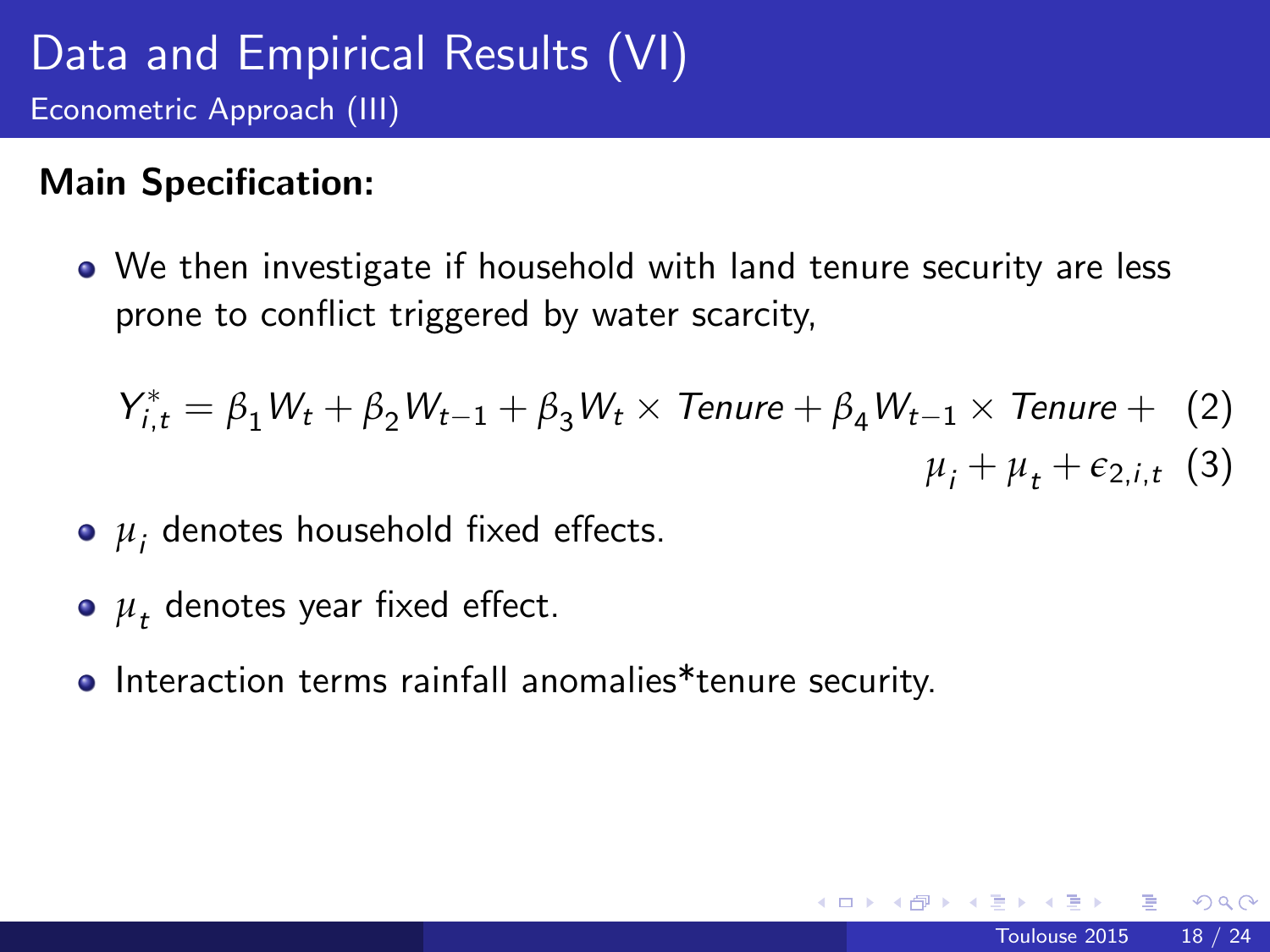# Data and Empirical Results (VI)

## Econometric Approach (III)

**Main Specification:**

- We then investigate if household with land tenure security are less prone to conflict triggered by water scarcity,

$$
\begin{aligned}
Y^*_{i,t} = \beta_1 W_t + \beta_2 W_{t-1} + \beta_3 W_t \times \mathit{Tenure} + \beta_4 W_{t-1} \times \mathit{Tenure} + \quad & (2) \\
\mu_i + \mu_t + \epsilon_{2,i,t} \quad & (3)
\end{aligned}
$$

- $\mu_i$ denotes household fixed effects.
- $\mu_t$ denotes year fixed effect.
- Interaction terms rainfall anomalies*tenure security.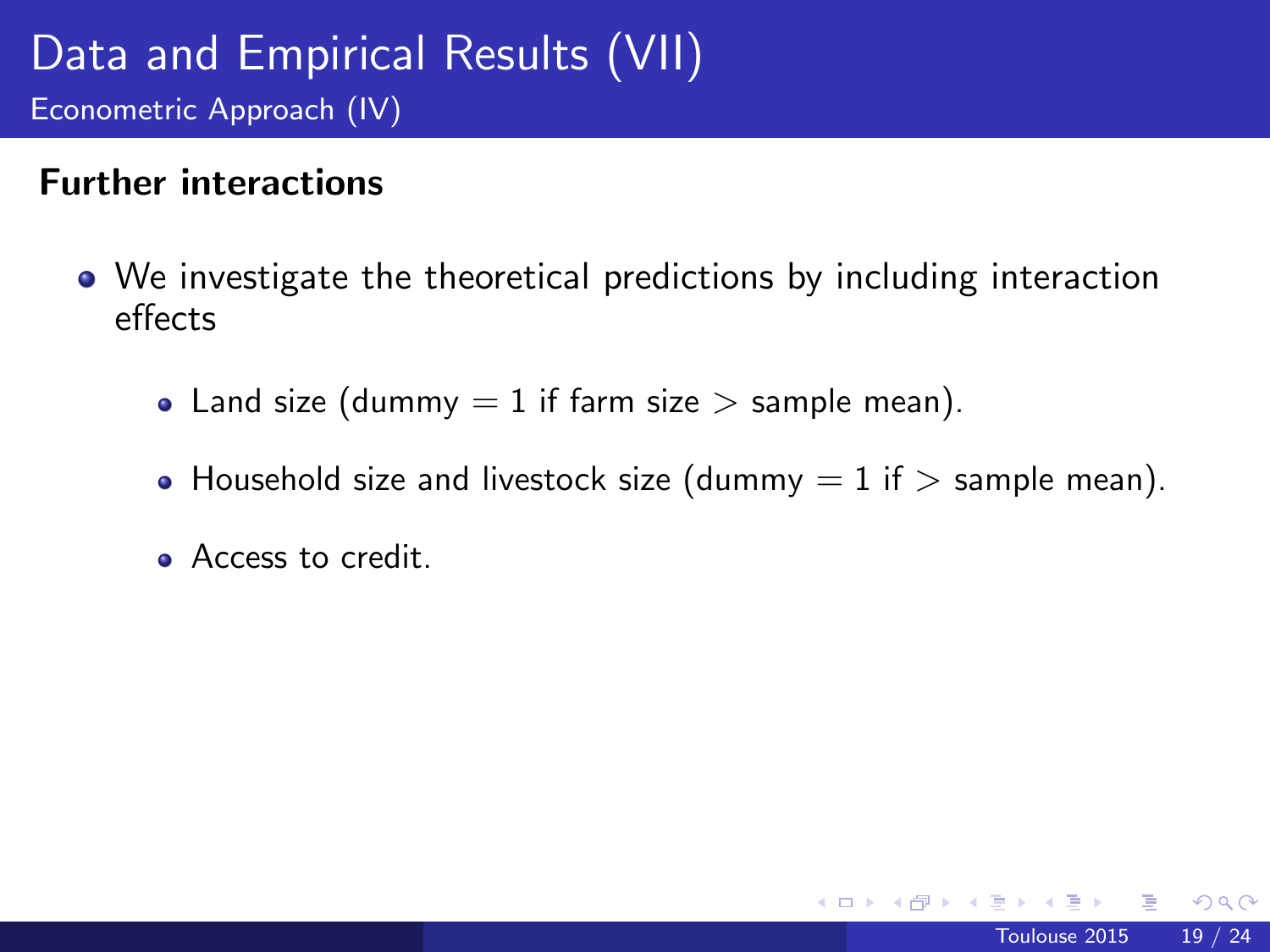# Data and Empirical Results (VII)

## Econometric Approach (IV)

### Further interactions

- We investigate the theoretical predictions by including interaction effects
  - Land size (dummy $= 1$ if farm size $>$ sample mean).
  - Household size and livestock size (dummy $= 1$ if $>$ sample mean).
  - Access to credit.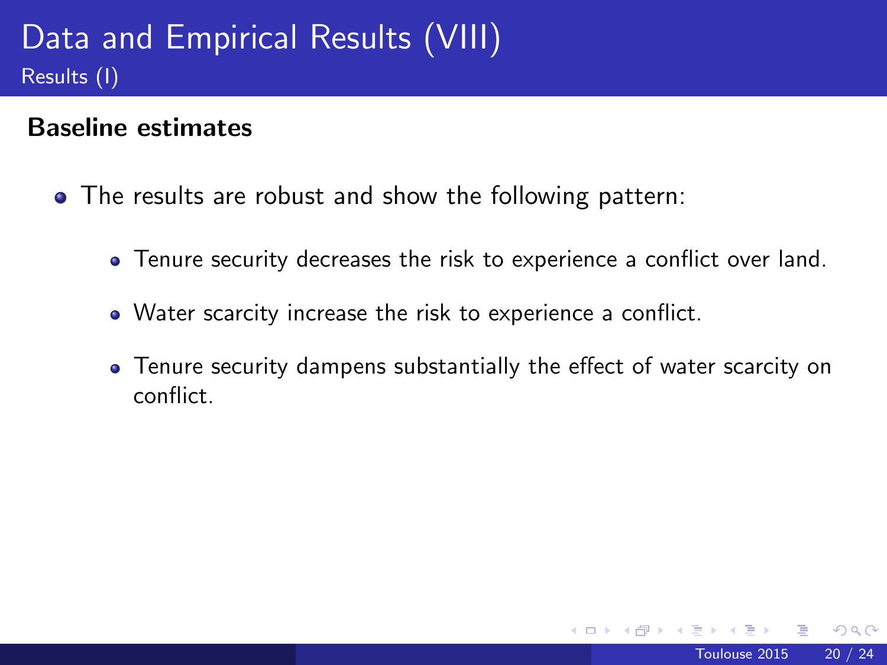# Data and Empirical Results (VIII)

## Results (I)

**Baseline estimates**

- The results are robust and show the following pattern:
  - Tenure security decreases the risk to experience a conflict over land.
  - Water scarcity increase the risk to experience a conflict.
  - Tenure security dampens substantially the effect of water scarcity on conflict.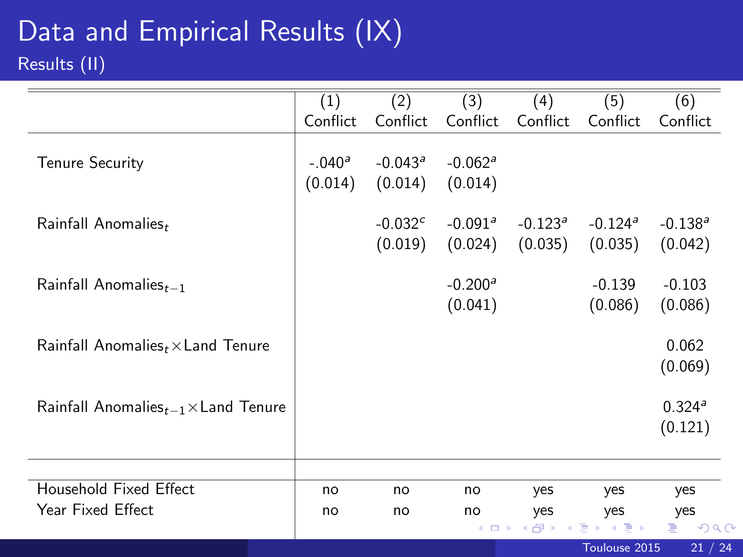# Data and Empirical Results (IX)

## Results (II)

| | (1) Conflict | (2) Conflict | (3) Conflict | (4) Conflict | (5) Conflict | (6) Conflict |
|---|---|---|---|---|---|---|
| Tenure Security | -.040[a] | -0.043[a] | -0.062[a] | | | |
| | (0.014) | (0.014) | (0.014) | | | |
| Rainfall $\text{Anomalies}_t$ | | -0.032[c] | -0.091[a] | -0.123[a] | -0.124[a] | -0.138[a] |
| | | (0.019) | (0.024) | (0.035) | (0.035) | (0.042) |
| Rainfall $\text{Anomalies}_{t-1}$ | | | -0.200[a] | | -0.139 | -0.103 |
| | | | (0.041) | | (0.086) | (0.086) |
| Rainfall $\text{Anomalies}_t \times$ Land Tenure | | | | | | 0.062 |
| | | | | | | (0.069) |
| Rainfall $\text{Anomalies}_{t-1} \times$ Land Tenure | | | | | | 0.324[a] |
| | | | | | | (0.121) |
| Household Fixed Effect | no | no | no | yes | yes | yes |
| Year Fixed Effect | no | no | no | yes | yes | yes |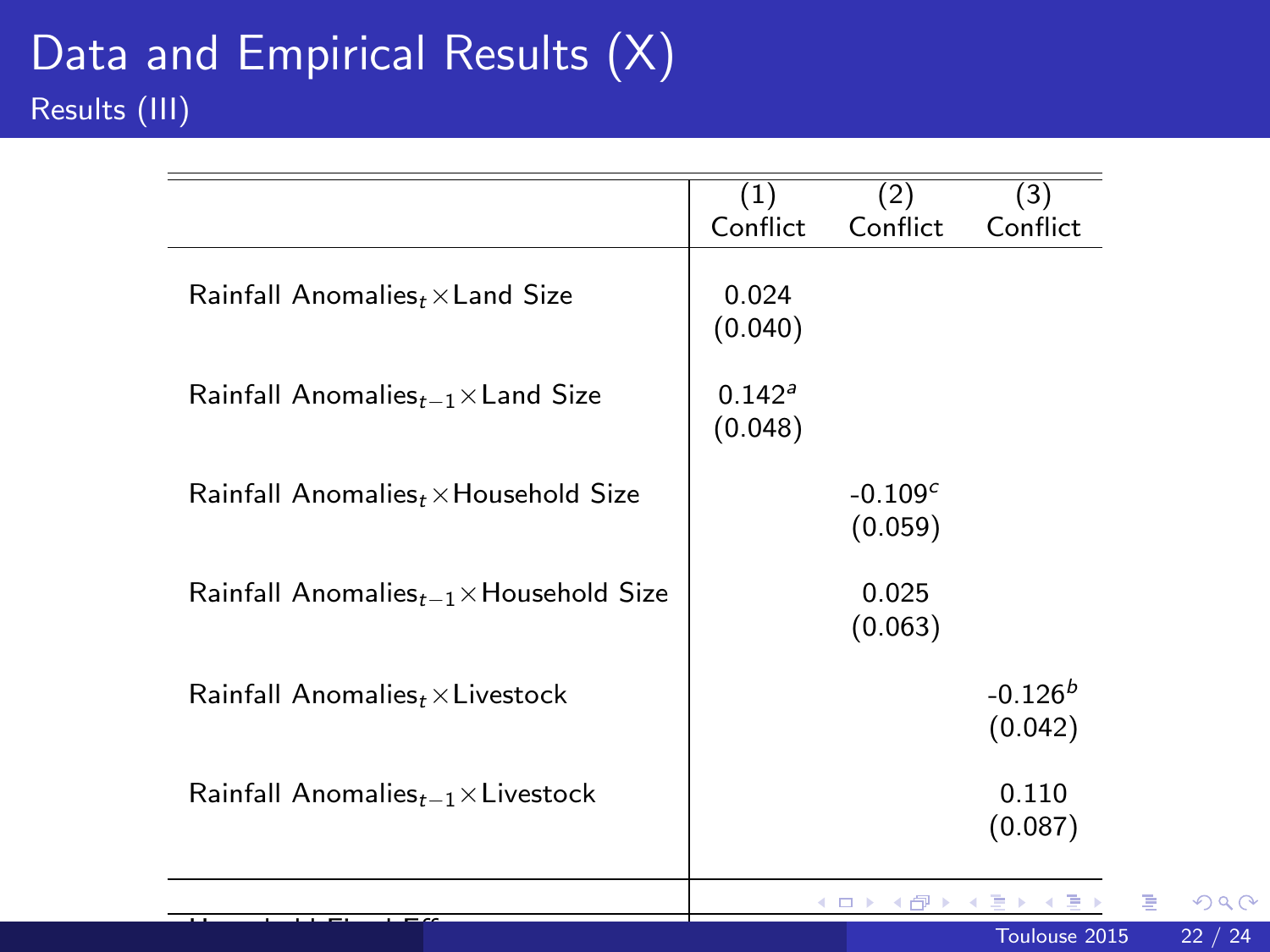# Data and Empirical Results (X)

## Results (III)

| | (1) Conflict | (2) Conflict | (3) Conflict |
|---|---|---|---|
| Rainfall Anomalies$_t$ × Land Size | 0.024 | | |
| | (0.040) | | |
| Rainfall Anomalies$_{t-1}$ × Land Size | 0.142[a] | | |
| | (0.048) | | |
| Rainfall Anomalies$_t$ × Household Size | | -0.109[c] | |
| | | (0.059) | |
| Rainfall Anomalies$_{t-1}$ × Household Size | | 0.025 | |
| | | (0.063) | |
| Rainfall Anomalies$_t$ × Livestock | | | -0.126[b] |
| | | | (0.042) |
| Rainfall Anomalies$_{t-1}$ × Livestock | | | 0.110 |
| | | | (0.087) |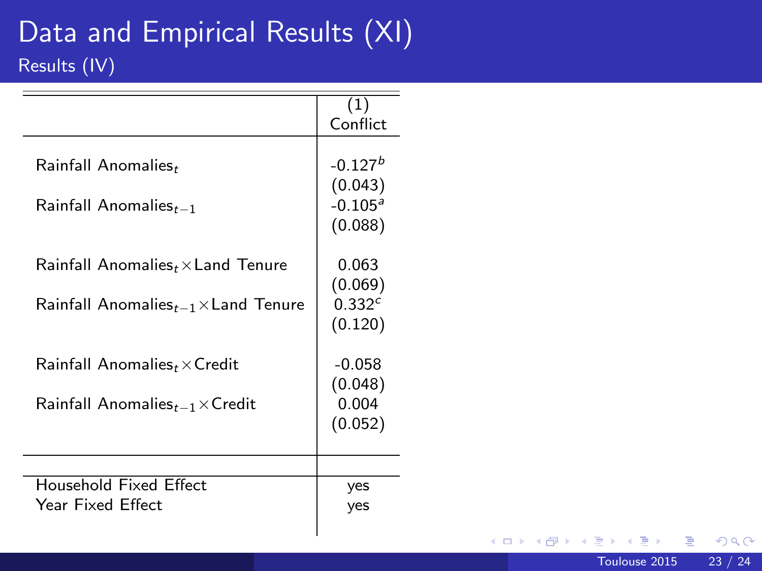# Data and Empirical Results (XI)

## Results (IV)

| | (1) Conflict |
|---|---|
| Rainfall Anomalies$_t$ | -0.127[b] |
| | (0.043) |
| Rainfall Anomalies$_{t-1}$ | -0.105[a] |
| | (0.088) |
| Rainfall Anomalies$_t$ × Land Tenure | 0.063 |
| | (0.069) |
| Rainfall Anomalies$_{t-1}$ × Land Tenure | 0.332[c] |
| | (0.120) |
| Rainfall Anomalies$_t$ × Credit | -0.058 |
| | (0.048) |
| Rainfall Anomalies$_{t-1}$ × Credit | 0.004 |
| | (0.052) |
| Household Fixed Effect | yes |
| Year Fixed Effect | yes |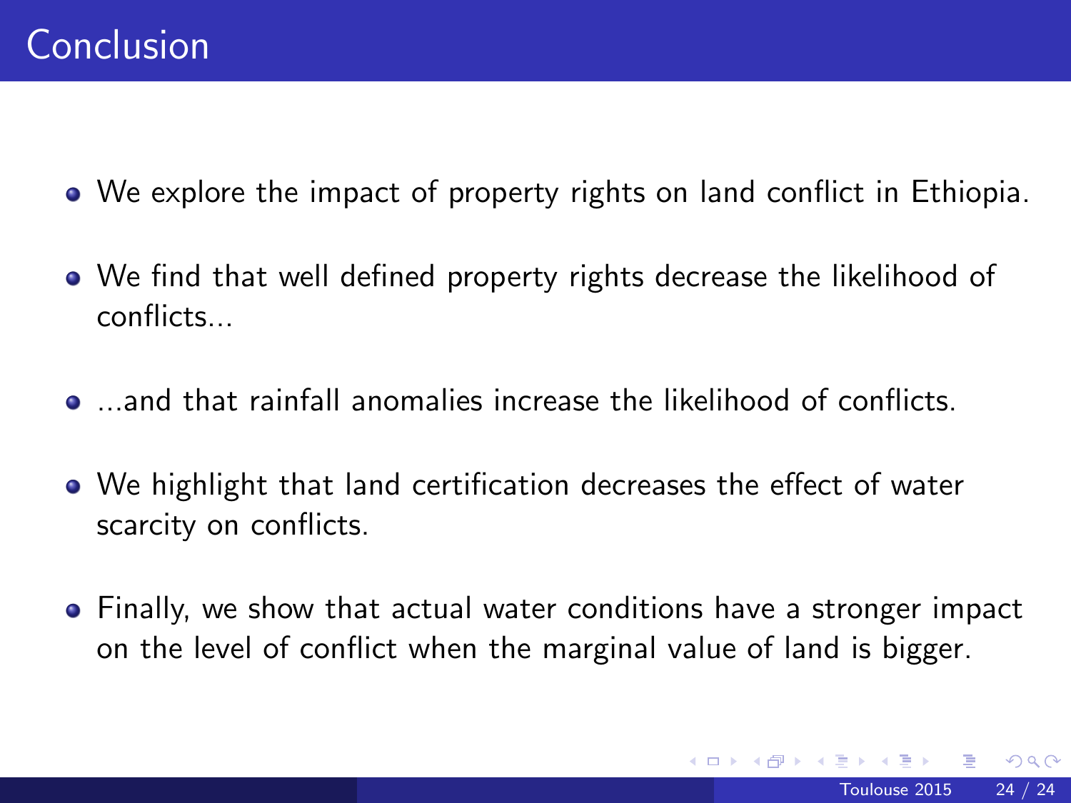# Conclusion

- We explore the impact of property rights on land conflict in Ethiopia.
- We find that well defined property rights decrease the likelihood of conflicts...
- ...and that rainfall anomalies increase the likelihood of conflicts.
- We highlight that land certification decreases the effect of water scarcity on conflicts.
- Finally, we show that actual water conditions have a stronger impact on the level of conflict when the marginal value of land is bigger.